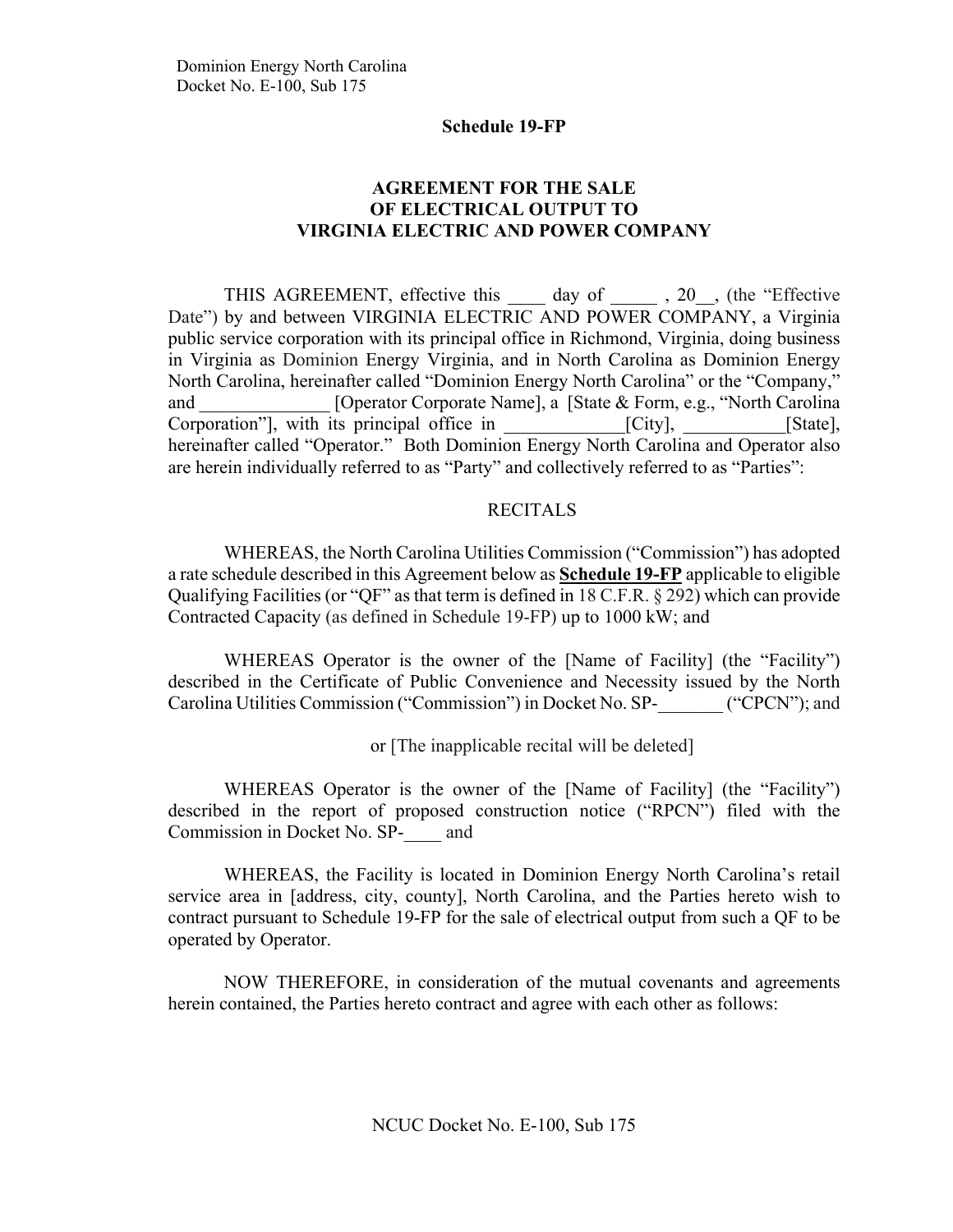Dominion Energy North Carolina
Docket No. E-100, Sub 175

**Schedule 19-FP**

## AGREEMENT FOR THE SALE OF ELECTRICAL OUTPUT TO VIRGINIA ELECTRIC AND POWER COMPANY

THIS AGREEMENT, effective this ____ day of _____ , 20__, (the "Effective Date") by and between VIRGINIA ELECTRIC AND POWER COMPANY, a Virginia public service corporation with its principal office in Richmond, Virginia, doing business in Virginia as Dominion Energy Virginia, and in North Carolina as Dominion Energy North Carolina, hereinafter called "Dominion Energy North Carolina" or the "Company," and ______________ [Operator Corporate Name], a [State & Form, e.g., "North Carolina Corporation"], with its principal office in _____________[City], ___________[State], hereinafter called "Operator." Both Dominion Energy North Carolina and Operator also are herein individually referred to as "Party" and collectively referred to as "Parties":

RECITALS

WHEREAS, the North Carolina Utilities Commission ("Commission") has adopted a rate schedule described in this Agreement below as **Schedule 19-FP** applicable to eligible Qualifying Facilities (or "QF" as that term is defined in 18 C.F.R. § 292) which can provide Contracted Capacity (as defined in Schedule 19-FP) up to 1000 kW; and

WHEREAS Operator is the owner of the [Name of Facility] (the "Facility") described in the Certificate of Public Convenience and Necessity issued by the North Carolina Utilities Commission ("Commission") in Docket No. SP-_______ ("CPCN"); and

or [The inapplicable recital will be deleted]

WHEREAS Operator is the owner of the [Name of Facility] (the "Facility") described in the report of proposed construction notice ("RPCN") filed with the Commission in Docket No. SP-____ and

WHEREAS, the Facility is located in Dominion Energy North Carolina's retail service area in [address, city, county], North Carolina, and the Parties hereto wish to contract pursuant to Schedule 19-FP for the sale of electrical output from such a QF to be operated by Operator.

NOW THEREFORE, in consideration of the mutual covenants and agreements herein contained, the Parties hereto contract and agree with each other as follows: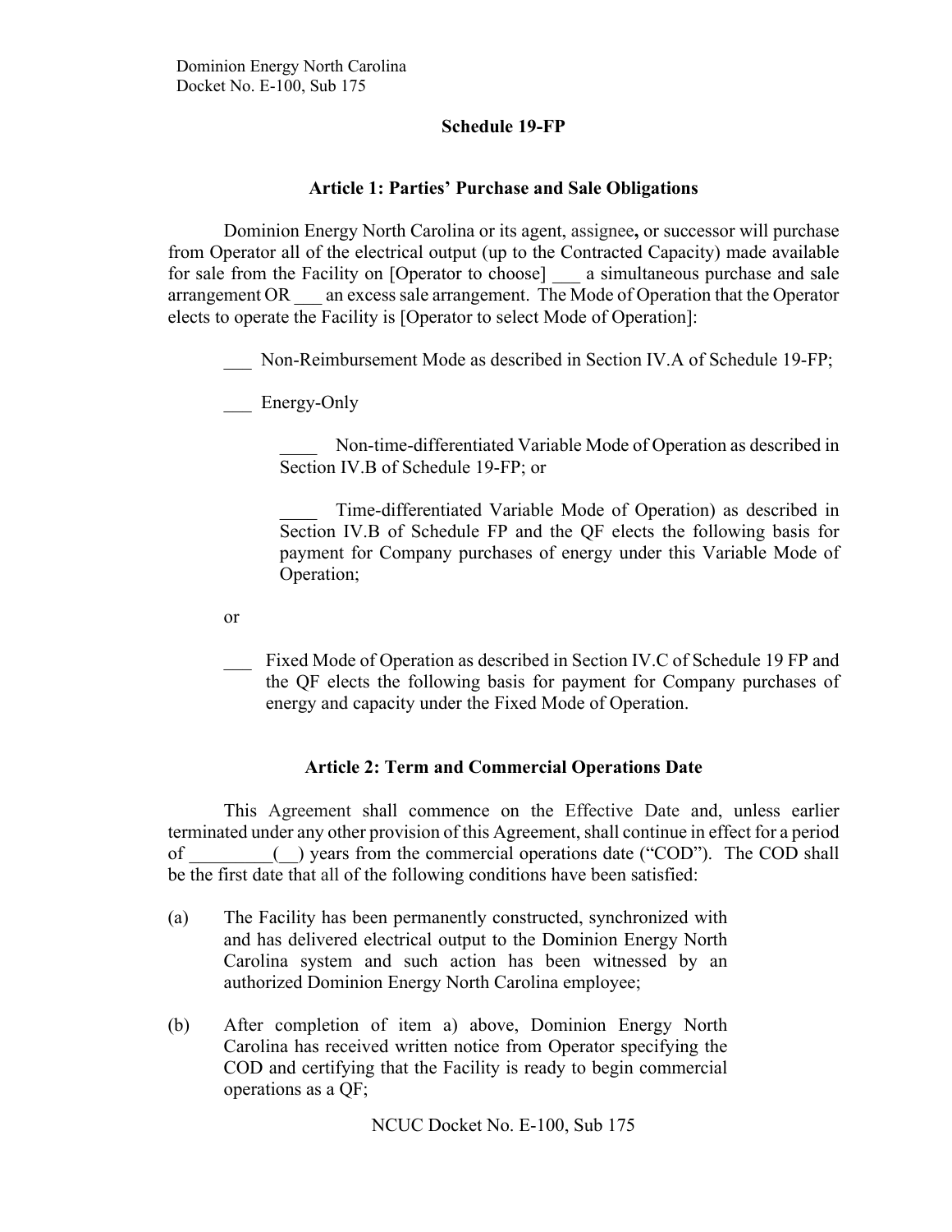### Schedule 19-FP

#### Article 1: Parties' Purchase and Sale Obligations

Dominion Energy North Carolina or its agent, assignee**,** or successor will purchase from Operator all of the electrical output (up to the Contracted Capacity) made available for sale from the Facility on [Operator to choose] ___ a simultaneous purchase and sale arrangement OR ___ an excess sale arrangement. The Mode of Operation that the Operator elects to operate the Facility is [Operator to select Mode of Operation]:

___ Non-Reimbursement Mode as described in Section IV.A of Schedule 19-FP;

___ Energy-Only

> ____ Non-time-differentiated Variable Mode of Operation as described in Section IV.B of Schedule 19-FP; or
>
> ____ Time-differentiated Variable Mode of Operation) as described in Section IV.B of Schedule FP and the QF elects the following basis for payment for Company purchases of energy under this Variable Mode of Operation;

or

___ Fixed Mode of Operation as described in Section IV.C of Schedule 19 FP and the QF elects the following basis for payment for Company purchases of energy and capacity under the Fixed Mode of Operation.

#### Article 2: Term and Commercial Operations Date

This Agreement shall commence on the Effective Date and, unless earlier terminated under any other provision of this Agreement, shall continue in effect for a period of _________(__) years from the commercial operations date ("COD"). The COD shall be the first date that all of the following conditions have been satisfied:

(a) The Facility has been permanently constructed, synchronized with and has delivered electrical output to the Dominion Energy North Carolina system and such action has been witnessed by an authorized Dominion Energy North Carolina employee;

(b) After completion of item a) above, Dominion Energy North Carolina has received written notice from Operator specifying the COD and certifying that the Facility is ready to begin commercial operations as a QF;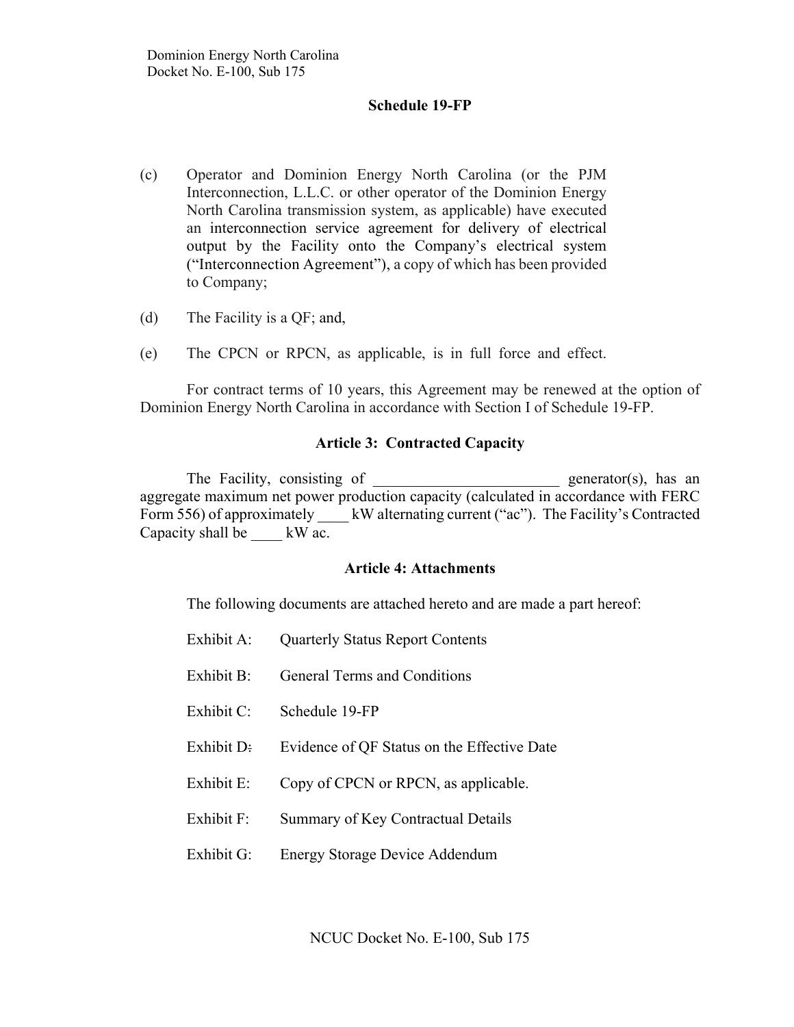(c) Operator and Dominion Energy North Carolina (or the PJM Interconnection, L.L.C. or other operator of the Dominion Energy North Carolina transmission system, as applicable) have executed an interconnection service agreement for delivery of electrical output by the Facility onto the Company's electrical system ("Interconnection Agreement"), a copy of which has been provided to Company;

(d) The Facility is a QF; and,

(e) The CPCN or RPCN, as applicable, is in full force and effect.

For contract terms of 10 years, this Agreement may be renewed at the option of Dominion Energy North Carolina in accordance with Section I of Schedule 19-FP.

### Article 3: Contracted Capacity

The Facility, consisting of ________________________ generator(s), has an aggregate maximum net power production capacity (calculated in accordance with FERC Form 556) of approximately ____ kW alternating current ("ac"). The Facility's Contracted Capacity shall be ____ kW ac.

### Article 4: Attachments

The following documents are attached hereto and are made a part hereof:

- Exhibit A: Quarterly Status Report Contents
- Exhibit B: General Terms and Conditions
- Exhibit C: Schedule 19-FP
- Exhibit D: Evidence of QF Status on the Effective Date
- Exhibit E: Copy of CPCN or RPCN, as applicable.
- Exhibit F: Summary of Key Contractual Details
- Exhibit G: Energy Storage Device Addendum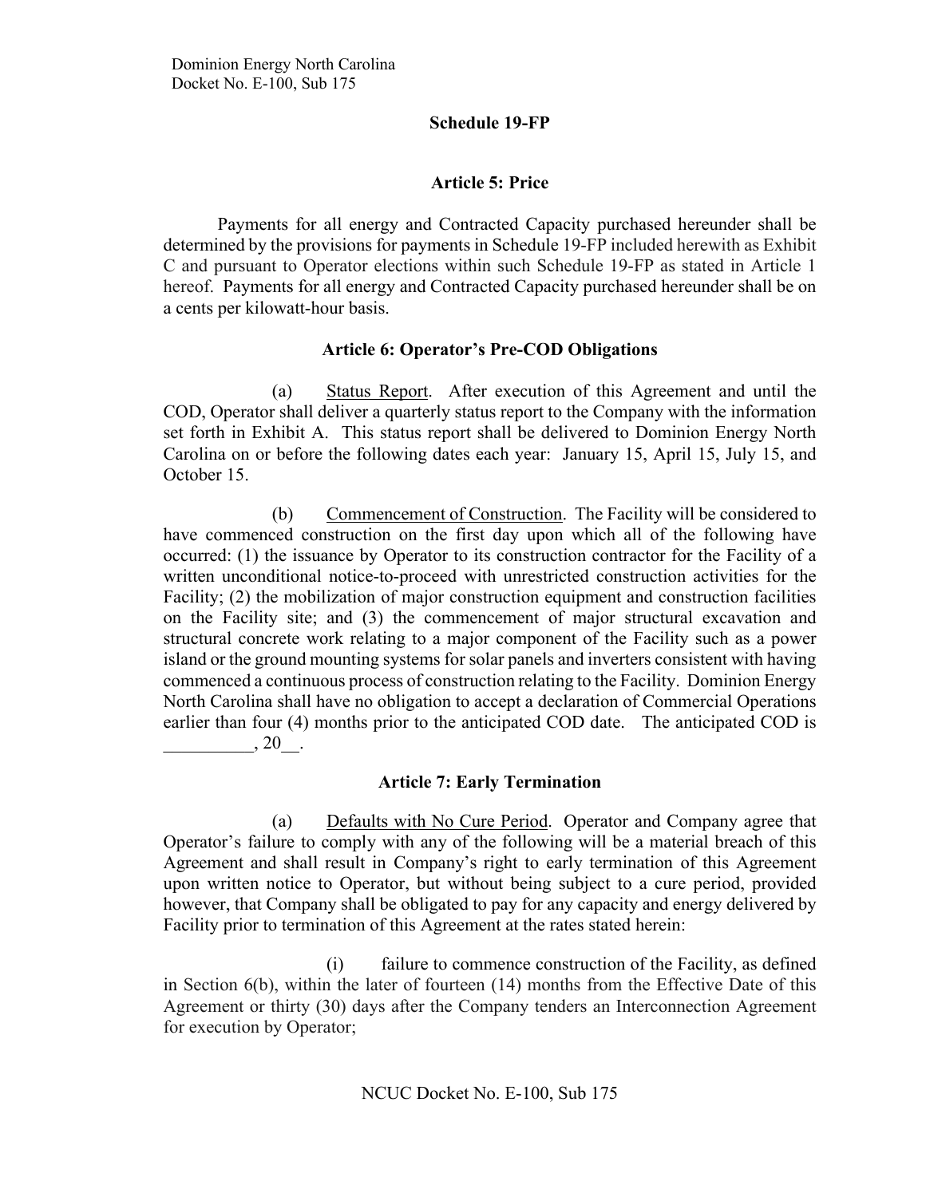**Schedule 19-FP**

## Article 5: Price

Payments for all energy and Contracted Capacity purchased hereunder shall be determined by the provisions for payments in Schedule 19-FP included herewith as Exhibit C and pursuant to Operator elections within such Schedule 19-FP as stated in Article 1 hereof. Payments for all energy and Contracted Capacity purchased hereunder shall be on a cents per kilowatt-hour basis.

## Article 6: Operator's Pre-COD Obligations

(a) Status Report. After execution of this Agreement and until the COD, Operator shall deliver a quarterly status report to the Company with the information set forth in Exhibit A. This status report shall be delivered to Dominion Energy North Carolina on or before the following dates each year: January 15, April 15, July 15, and October 15.

(b) Commencement of Construction. The Facility will be considered to have commenced construction on the first day upon which all of the following have occurred: (1) the issuance by Operator to its construction contractor for the Facility of a written unconditional notice-to-proceed with unrestricted construction activities for the Facility; (2) the mobilization of major construction equipment and construction facilities on the Facility site; and (3) the commencement of major structural excavation and structural concrete work relating to a major component of the Facility such as a power island or the ground mounting systems for solar panels and inverters consistent with having commenced a continuous process of construction relating to the Facility. Dominion Energy North Carolina shall have no obligation to accept a declaration of Commercial Operations earlier than four (4) months prior to the anticipated COD date. The anticipated COD is __________, 20__.

## Article 7: Early Termination

(a) Defaults with No Cure Period. Operator and Company agree that Operator's failure to comply with any of the following will be a material breach of this Agreement and shall result in Company's right to early termination of this Agreement upon written notice to Operator, but without being subject to a cure period, provided however, that Company shall be obligated to pay for any capacity and energy delivered by Facility prior to termination of this Agreement at the rates stated herein:

(i) failure to commence construction of the Facility, as defined in Section 6(b), within the later of fourteen (14) months from the Effective Date of this Agreement or thirty (30) days after the Company tenders an Interconnection Agreement for execution by Operator;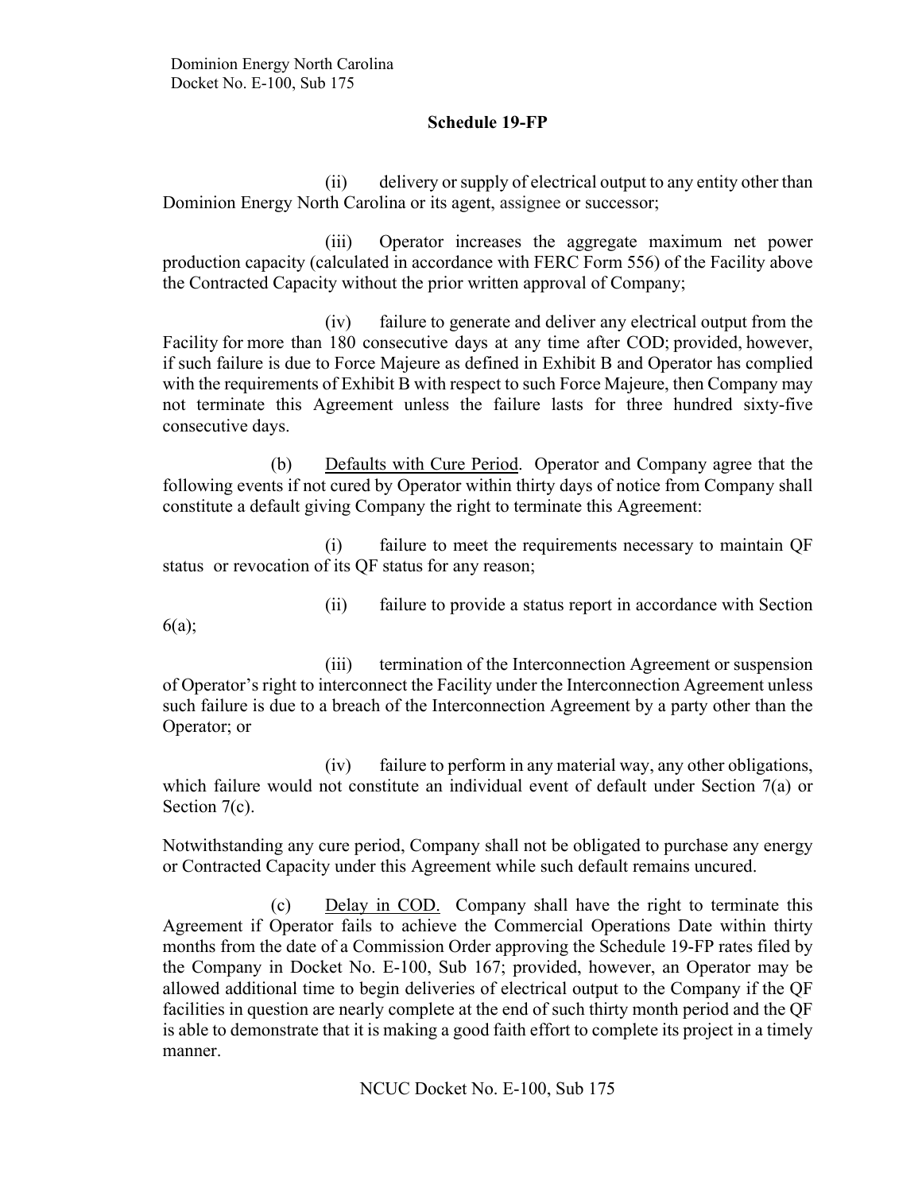**Schedule 19-FP**

(ii) delivery or supply of electrical output to any entity other than Dominion Energy North Carolina or its agent, assignee or successor;

(iii) Operator increases the aggregate maximum net power production capacity (calculated in accordance with FERC Form 556) of the Facility above the Contracted Capacity without the prior written approval of Company;

(iv) failure to generate and deliver any electrical output from the Facility for more than 180 consecutive days at any time after COD; provided, however, if such failure is due to Force Majeure as defined in Exhibit B and Operator has complied with the requirements of Exhibit B with respect to such Force Majeure, then Company may not terminate this Agreement unless the failure lasts for three hundred sixty-five consecutive days.

(b) Defaults with Cure Period. Operator and Company agree that the following events if not cured by Operator within thirty days of notice from Company shall constitute a default giving Company the right to terminate this Agreement:

(i) failure to meet the requirements necessary to maintain QF status or revocation of its QF status for any reason;

(ii) failure to provide a status report in accordance with Section 6(a);

(iii) termination of the Interconnection Agreement or suspension of Operator's right to interconnect the Facility under the Interconnection Agreement unless such failure is due to a breach of the Interconnection Agreement by a party other than the Operator; or

(iv) failure to perform in any material way, any other obligations, which failure would not constitute an individual event of default under Section 7(a) or Section 7(c).

Notwithstanding any cure period, Company shall not be obligated to purchase any energy or Contracted Capacity under this Agreement while such default remains uncured.

(c) Delay in COD. Company shall have the right to terminate this Agreement if Operator fails to achieve the Commercial Operations Date within thirty months from the date of a Commission Order approving the Schedule 19-FP rates filed by the Company in Docket No. E-100, Sub 167; provided, however, an Operator may be allowed additional time to begin deliveries of electrical output to the Company if the QF facilities in question are nearly complete at the end of such thirty month period and the QF is able to demonstrate that it is making a good faith effort to complete its project in a timely manner.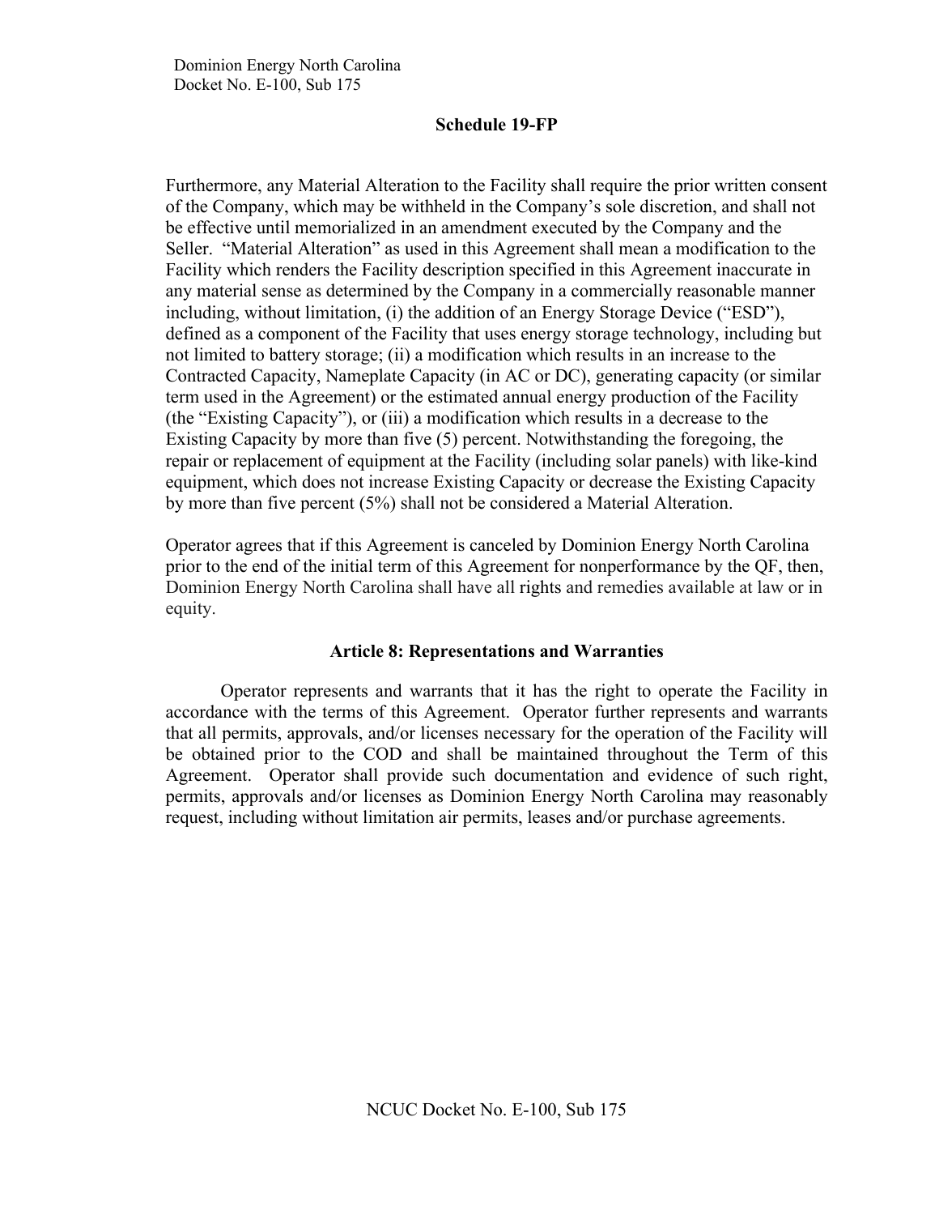Furthermore, any Material Alteration to the Facility shall require the prior written consent of the Company, which may be withheld in the Company's sole discretion, and shall not be effective until memorialized in an amendment executed by the Company and the Seller. "Material Alteration" as used in this Agreement shall mean a modification to the Facility which renders the Facility description specified in this Agreement inaccurate in any material sense as determined by the Company in a commercially reasonable manner including, without limitation, (i) the addition of an Energy Storage Device ("ESD"), defined as a component of the Facility that uses energy storage technology, including but not limited to battery storage; (ii) a modification which results in an increase to the Contracted Capacity, Nameplate Capacity (in AC or DC), generating capacity (or similar term used in the Agreement) or the estimated annual energy production of the Facility (the "Existing Capacity"), or (iii) a modification which results in a decrease to the Existing Capacity by more than five (5) percent. Notwithstanding the foregoing, the repair or replacement of equipment at the Facility (including solar panels) with like-kind equipment, which does not increase Existing Capacity or decrease the Existing Capacity by more than five percent (5%) shall not be considered a Material Alteration.

Operator agrees that if this Agreement is canceled by Dominion Energy North Carolina prior to the end of the initial term of this Agreement for nonperformance by the QF, then, Dominion Energy North Carolina shall have all rights and remedies available at law or in equity.

## Article 8: Representations and Warranties

Operator represents and warrants that it has the right to operate the Facility in accordance with the terms of this Agreement. Operator further represents and warrants that all permits, approvals, and/or licenses necessary for the operation of the Facility will be obtained prior to the COD and shall be maintained throughout the Term of this Agreement. Operator shall provide such documentation and evidence of such right, permits, approvals and/or licenses as Dominion Energy North Carolina may reasonably request, including without limitation air permits, leases and/or purchase agreements.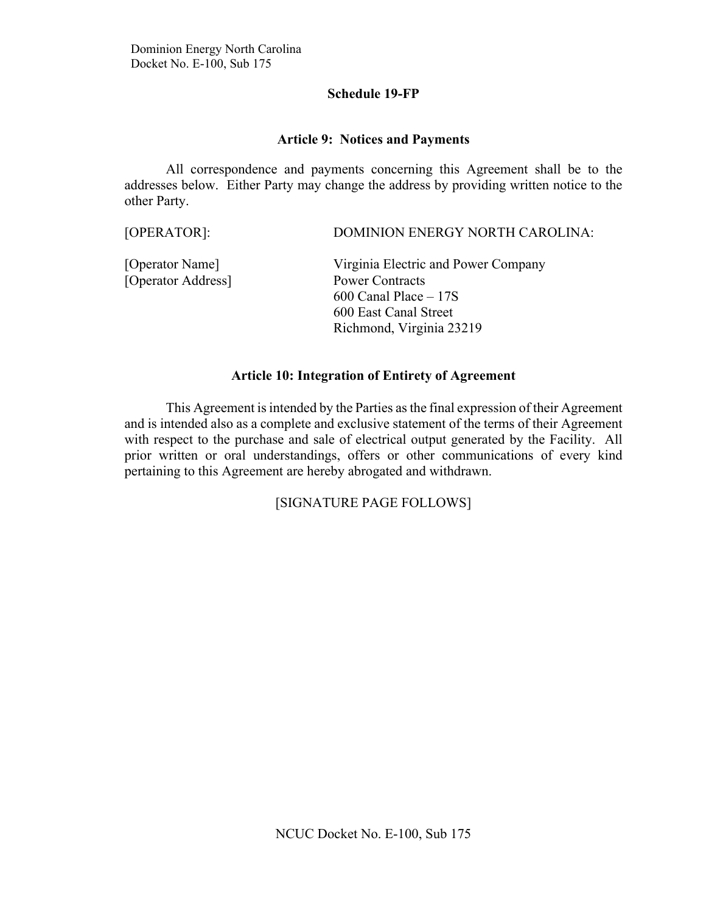**Schedule 19-FP**

**Article 9: Notices and Payments**

All correspondence and payments concerning this Agreement shall be to the addresses below. Either Party may change the address by providing written notice to the other Party.

| [OPERATOR]: | DOMINION ENERGY NORTH CAROLINA: |
|---|---|
| [Operator Name]<br>[Operator Address] | Virginia Electric and Power Company<br>Power Contracts<br>600 Canal Place – 17S<br>600 East Canal Street<br>Richmond, Virginia 23219 |

**Article 10: Integration of Entirety of Agreement**

This Agreement is intended by the Parties as the final expression of their Agreement and is intended also as a complete and exclusive statement of the terms of their Agreement with respect to the purchase and sale of electrical output generated by the Facility. All prior written or oral understandings, offers or other communications of every kind pertaining to this Agreement are hereby abrogated and withdrawn.

[SIGNATURE PAGE FOLLOWS]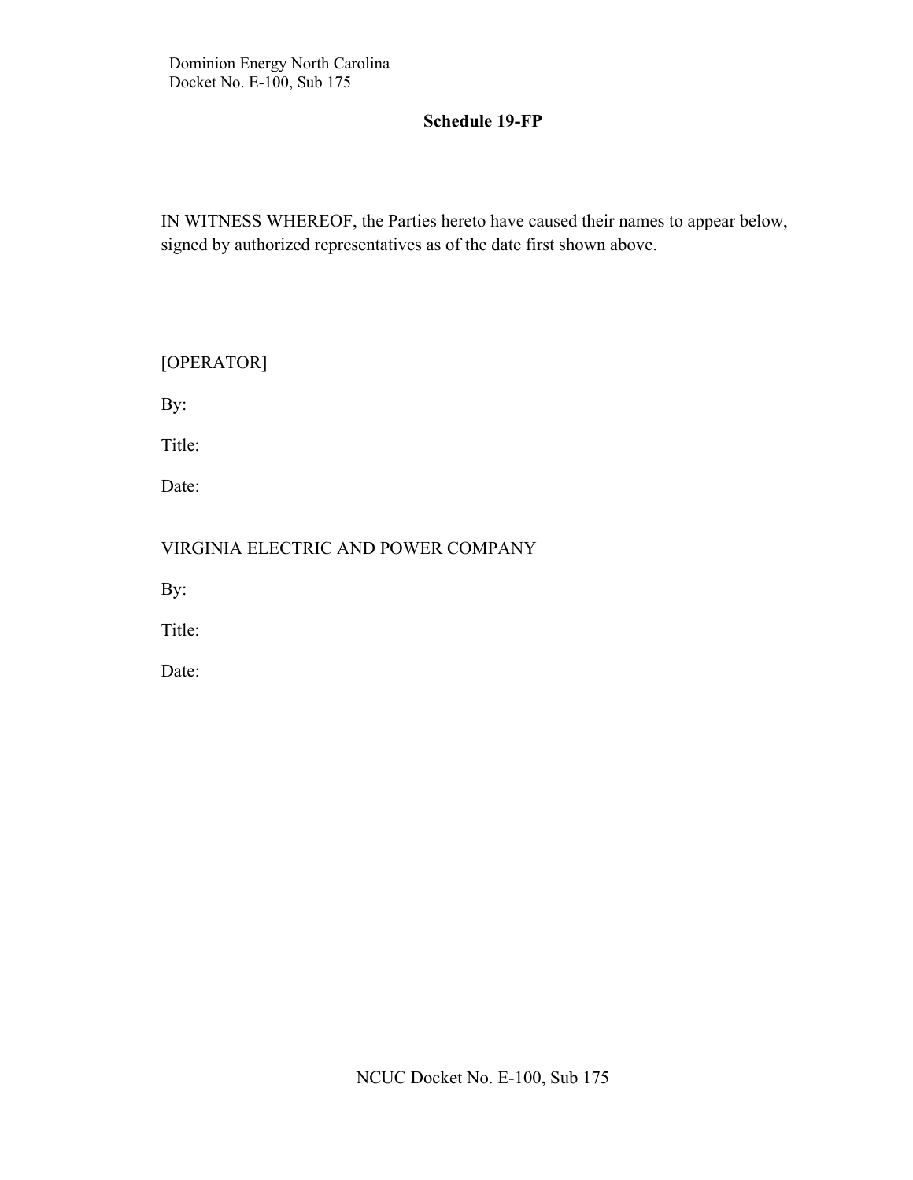**Schedule 19-FP**

IN WITNESS WHEREOF, the Parties hereto have caused their names to appear below, signed by authorized representatives as of the date first shown above.

[OPERATOR]

By:

Title:

Date:

VIRGINIA ELECTRIC AND POWER COMPANY

By:

Title:

Date: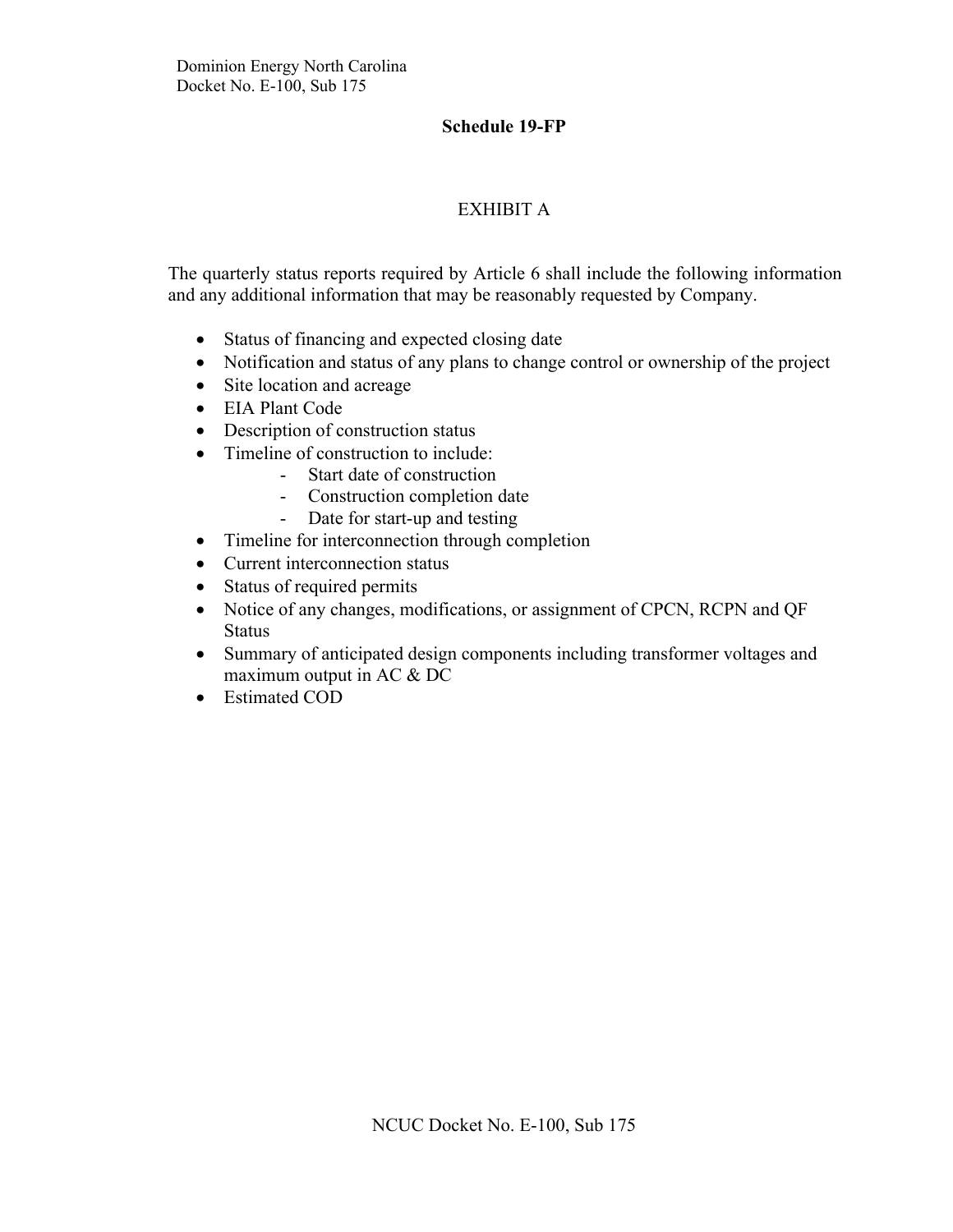## Schedule 19-FP

### EXHIBIT A

The quarterly status reports required by Article 6 shall include the following information and any additional information that may be reasonably requested by Company.

- Status of financing and expected closing date
- Notification and status of any plans to change control or ownership of the project
- Site location and acreage
- EIA Plant Code
- Description of construction status
- Timeline of construction to include:
  - Start date of construction
  - Construction completion date
  - Date for start-up and testing
- Timeline for interconnection through completion
- Current interconnection status
- Status of required permits
- Notice of any changes, modifications, or assignment of CPCN, RCPN and QF Status
- Summary of anticipated design components including transformer voltages and maximum output in AC & DC
- Estimated COD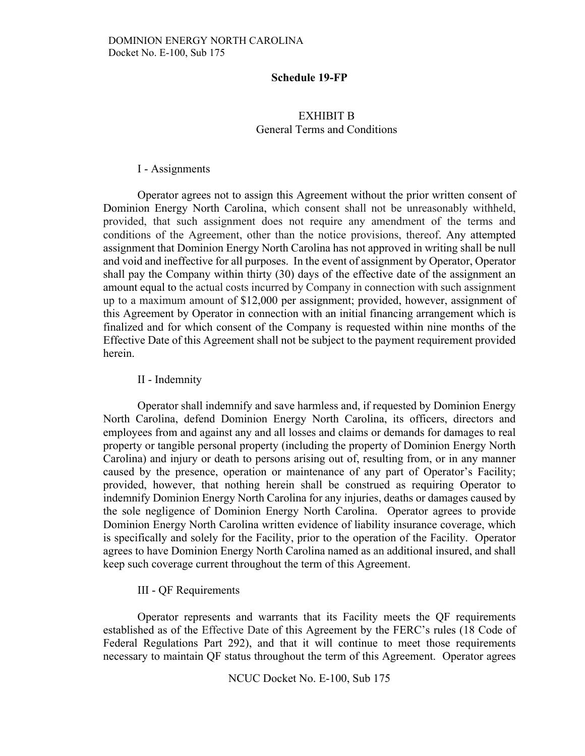**Schedule 19-FP**

## EXHIBIT B
### General Terms and Conditions

I - Assignments

Operator agrees not to assign this Agreement without the prior written consent of Dominion Energy North Carolina, which consent shall not be unreasonably withheld, provided, that such assignment does not require any amendment of the terms and conditions of the Agreement, other than the notice provisions, thereof. Any attempted assignment that Dominion Energy North Carolina has not approved in writing shall be null and void and ineffective for all purposes. In the event of assignment by Operator, Operator shall pay the Company within thirty (30) days of the effective date of the assignment an amount equal to the actual costs incurred by Company in connection with such assignment up to a maximum amount of $12,000 per assignment; provided, however, assignment of this Agreement by Operator in connection with an initial financing arrangement which is finalized and for which consent of the Company is requested within nine months of the Effective Date of this Agreement shall not be subject to the payment requirement provided herein.

II - Indemnity

Operator shall indemnify and save harmless and, if requested by Dominion Energy North Carolina, defend Dominion Energy North Carolina, its officers, directors and employees from and against any and all losses and claims or demands for damages to real property or tangible personal property (including the property of Dominion Energy North Carolina) and injury or death to persons arising out of, resulting from, or in any manner caused by the presence, operation or maintenance of any part of Operator's Facility; provided, however, that nothing herein shall be construed as requiring Operator to indemnify Dominion Energy North Carolina for any injuries, deaths or damages caused by the sole negligence of Dominion Energy North Carolina. Operator agrees to provide Dominion Energy North Carolina written evidence of liability insurance coverage, which is specifically and solely for the Facility, prior to the operation of the Facility. Operator agrees to have Dominion Energy North Carolina named as an additional insured, and shall keep such coverage current throughout the term of this Agreement.

III - QF Requirements

Operator represents and warrants that its Facility meets the QF requirements established as of the Effective Date of this Agreement by the FERC's rules (18 Code of Federal Regulations Part 292), and that it will continue to meet those requirements necessary to maintain QF status throughout the term of this Agreement. Operator agrees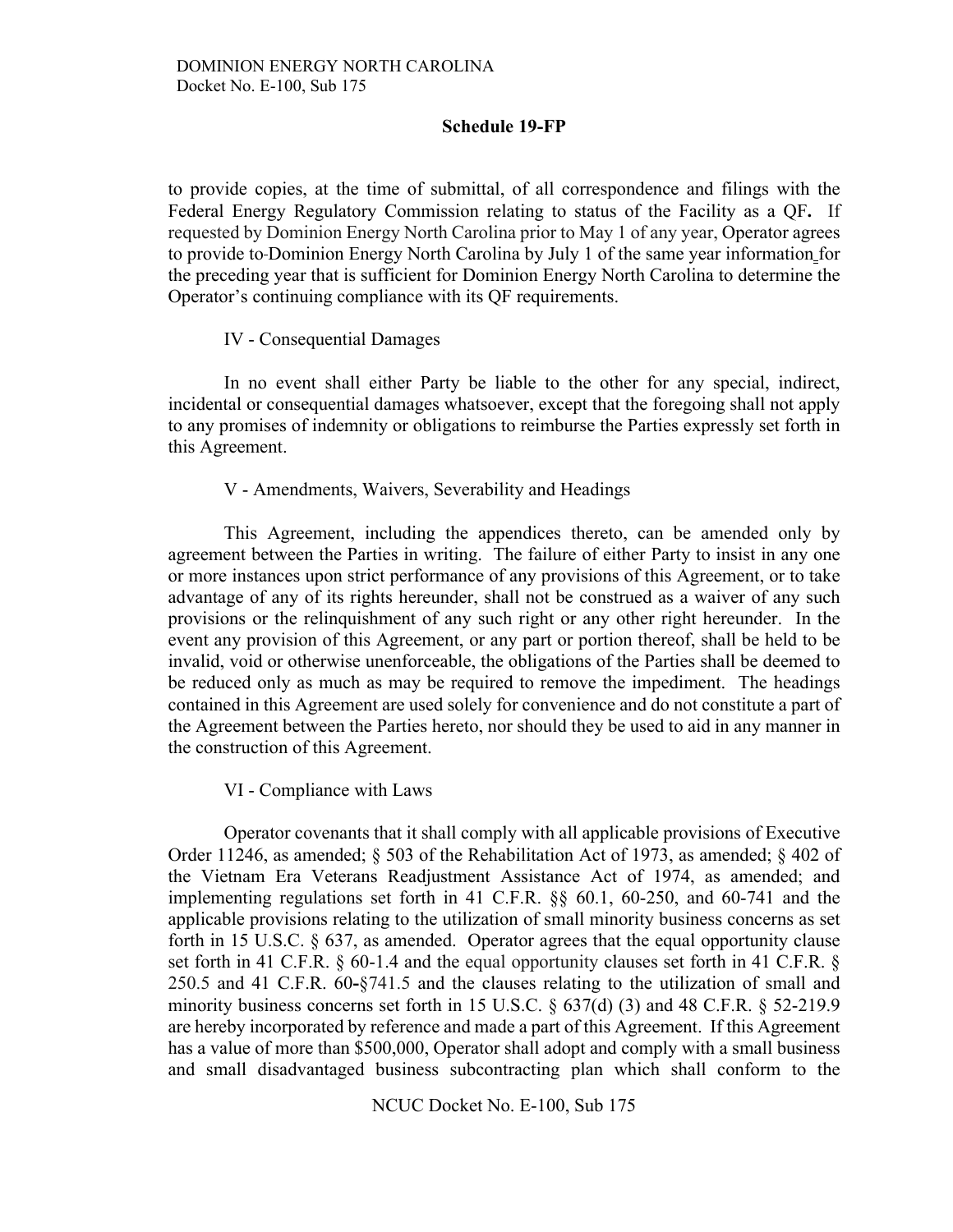to provide copies, at the time of submittal, of all correspondence and filings with the Federal Energy Regulatory Commission relating to status of the Facility as a QF**.** If requested by Dominion Energy North Carolina prior to May 1 of any year, Operator agrees to provide to Dominion Energy North Carolina by July 1 of the same year information for the preceding year that is sufficient for Dominion Energy North Carolina to determine the Operator's continuing compliance with its QF requirements.

IV - Consequential Damages

In no event shall either Party be liable to the other for any special, indirect, incidental or consequential damages whatsoever, except that the foregoing shall not apply to any promises of indemnity or obligations to reimburse the Parties expressly set forth in this Agreement.

V - Amendments, Waivers, Severability and Headings

This Agreement, including the appendices thereto, can be amended only by agreement between the Parties in writing. The failure of either Party to insist in any one or more instances upon strict performance of any provisions of this Agreement, or to take advantage of any of its rights hereunder, shall not be construed as a waiver of any such provisions or the relinquishment of any such right or any other right hereunder. In the event any provision of this Agreement, or any part or portion thereof, shall be held to be invalid, void or otherwise unenforceable, the obligations of the Parties shall be deemed to be reduced only as much as may be required to remove the impediment. The headings contained in this Agreement are used solely for convenience and do not constitute a part of the Agreement between the Parties hereto, nor should they be used to aid in any manner in the construction of this Agreement.

VI - Compliance with Laws

Operator covenants that it shall comply with all applicable provisions of Executive Order 11246, as amended; § 503 of the Rehabilitation Act of 1973, as amended; § 402 of the Vietnam Era Veterans Readjustment Assistance Act of 1974, as amended; and implementing regulations set forth in 41 C.F.R. §§ 60.1, 60-250, and 60-741 and the applicable provisions relating to the utilization of small minority business concerns as set forth in 15 U.S.C. § 637, as amended. Operator agrees that the equal opportunity clause set forth in 41 C.F.R. § 60-1.4 and the equal opportunity clauses set forth in 41 C.F.R. § 250.5 and 41 C.F.R. 60**-**§741.5 and the clauses relating to the utilization of small and minority business concerns set forth in 15 U.S.C. § 637(d) (3) and 48 C.F.R. § 52-219.9 are hereby incorporated by reference and made a part of this Agreement. If this Agreement has a value of more than $500,000, Operator shall adopt and comply with a small business and small disadvantaged business subcontracting plan which shall conform to the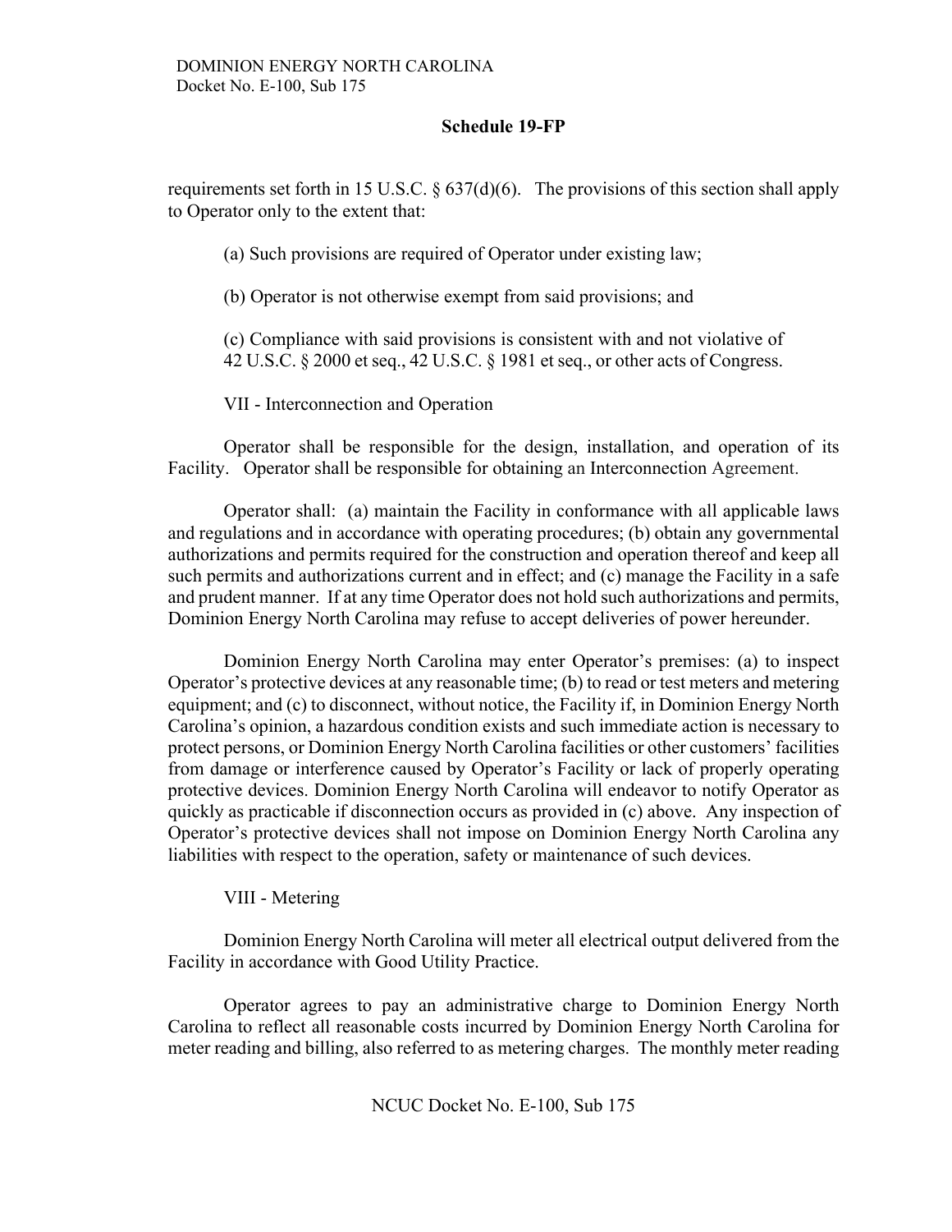requirements set forth in 15 U.S.C. § 637(d)(6). The provisions of this section shall apply to Operator only to the extent that:

(a) Such provisions are required of Operator under existing law;

(b) Operator is not otherwise exempt from said provisions; and

(c) Compliance with said provisions is consistent with and not violative of 42 U.S.C. § 2000 et seq., 42 U.S.C. § 1981 et seq., or other acts of Congress.

VII - Interconnection and Operation

Operator shall be responsible for the design, installation, and operation of its Facility. Operator shall be responsible for obtaining an Interconnection Agreement.

Operator shall: (a) maintain the Facility in conformance with all applicable laws and regulations and in accordance with operating procedures; (b) obtain any governmental authorizations and permits required for the construction and operation thereof and keep all such permits and authorizations current and in effect; and (c) manage the Facility in a safe and prudent manner. If at any time Operator does not hold such authorizations and permits, Dominion Energy North Carolina may refuse to accept deliveries of power hereunder.

Dominion Energy North Carolina may enter Operator's premises: (a) to inspect Operator's protective devices at any reasonable time; (b) to read or test meters and metering equipment; and (c) to disconnect, without notice, the Facility if, in Dominion Energy North Carolina's opinion, a hazardous condition exists and such immediate action is necessary to protect persons, or Dominion Energy North Carolina facilities or other customers' facilities from damage or interference caused by Operator's Facility or lack of properly operating protective devices. Dominion Energy North Carolina will endeavor to notify Operator as quickly as practicable if disconnection occurs as provided in (c) above. Any inspection of Operator's protective devices shall not impose on Dominion Energy North Carolina any liabilities with respect to the operation, safety or maintenance of such devices.

VIII - Metering

Dominion Energy North Carolina will meter all electrical output delivered from the Facility in accordance with Good Utility Practice.

Operator agrees to pay an administrative charge to Dominion Energy North Carolina to reflect all reasonable costs incurred by Dominion Energy North Carolina for meter reading and billing, also referred to as metering charges. The monthly meter reading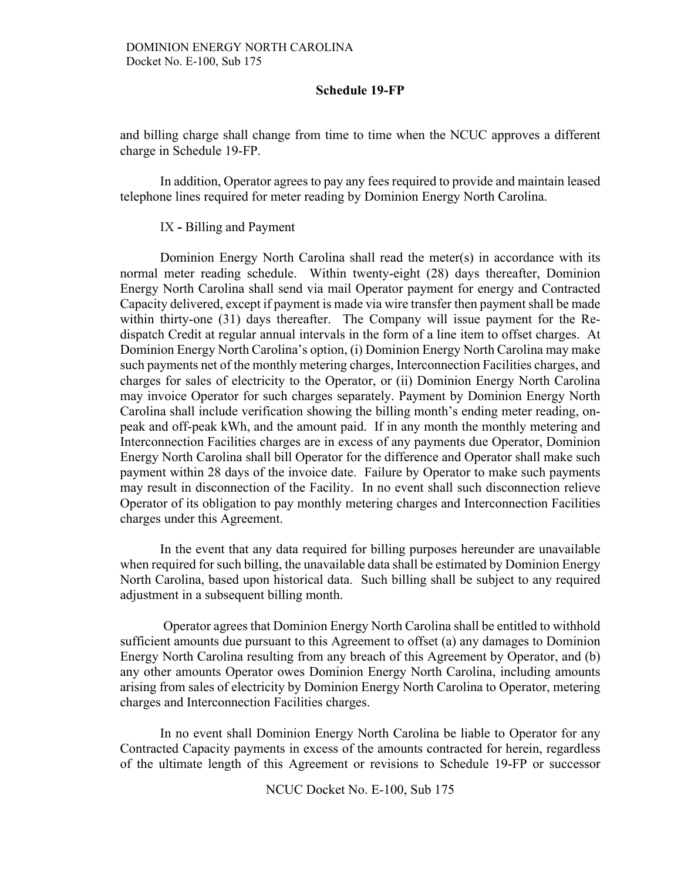and billing charge shall change from time to time when the NCUC approves a different charge in Schedule 19-FP.

In addition, Operator agrees to pay any fees required to provide and maintain leased telephone lines required for meter reading by Dominion Energy North Carolina.

IX **-** Billing and Payment

Dominion Energy North Carolina shall read the meter(s) in accordance with its normal meter reading schedule. Within twenty-eight (28) days thereafter, Dominion Energy North Carolina shall send via mail Operator payment for energy and Contracted Capacity delivered, except if payment is made via wire transfer then payment shall be made within thirty-one (31) days thereafter. The Company will issue payment for the Re-dispatch Credit at regular annual intervals in the form of a line item to offset charges. At Dominion Energy North Carolina's option, (i) Dominion Energy North Carolina may make such payments net of the monthly metering charges, Interconnection Facilities charges, and charges for sales of electricity to the Operator, or (ii) Dominion Energy North Carolina may invoice Operator for such charges separately. Payment by Dominion Energy North Carolina shall include verification showing the billing month's ending meter reading, on-peak and off-peak kWh, and the amount paid. If in any month the monthly metering and Interconnection Facilities charges are in excess of any payments due Operator, Dominion Energy North Carolina shall bill Operator for the difference and Operator shall make such payment within 28 days of the invoice date. Failure by Operator to make such payments may result in disconnection of the Facility. In no event shall such disconnection relieve Operator of its obligation to pay monthly metering charges and Interconnection Facilities charges under this Agreement.

In the event that any data required for billing purposes hereunder are unavailable when required for such billing, the unavailable data shall be estimated by Dominion Energy North Carolina, based upon historical data. Such billing shall be subject to any required adjustment in a subsequent billing month.

Operator agrees that Dominion Energy North Carolina shall be entitled to withhold sufficient amounts due pursuant to this Agreement to offset (a) any damages to Dominion Energy North Carolina resulting from any breach of this Agreement by Operator, and (b) any other amounts Operator owes Dominion Energy North Carolina, including amounts arising from sales of electricity by Dominion Energy North Carolina to Operator, metering charges and Interconnection Facilities charges.

In no event shall Dominion Energy North Carolina be liable to Operator for any Contracted Capacity payments in excess of the amounts contracted for herein, regardless of the ultimate length of this Agreement or revisions to Schedule 19-FP or successor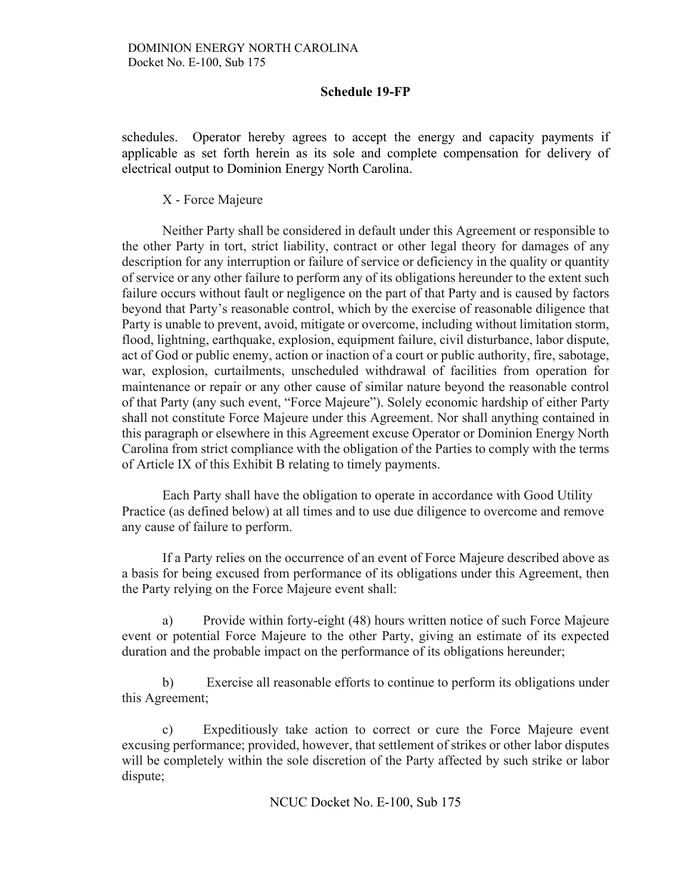schedules. Operator hereby agrees to accept the energy and capacity payments if applicable as set forth herein as its sole and complete compensation for delivery of electrical output to Dominion Energy North Carolina.

X - Force Majeure

Neither Party shall be considered in default under this Agreement or responsible to the other Party in tort, strict liability, contract or other legal theory for damages of any description for any interruption or failure of service or deficiency in the quality or quantity of service or any other failure to perform any of its obligations hereunder to the extent such failure occurs without fault or negligence on the part of that Party and is caused by factors beyond that Party's reasonable control, which by the exercise of reasonable diligence that Party is unable to prevent, avoid, mitigate or overcome, including without limitation storm, flood, lightning, earthquake, explosion, equipment failure, civil disturbance, labor dispute, act of God or public enemy, action or inaction of a court or public authority, fire, sabotage, war, explosion, curtailments, unscheduled withdrawal of facilities from operation for maintenance or repair or any other cause of similar nature beyond the reasonable control of that Party (any such event, "Force Majeure"). Solely economic hardship of either Party shall not constitute Force Majeure under this Agreement. Nor shall anything contained in this paragraph or elsewhere in this Agreement excuse Operator or Dominion Energy North Carolina from strict compliance with the obligation of the Parties to comply with the terms of Article IX of this Exhibit B relating to timely payments.

Each Party shall have the obligation to operate in accordance with Good Utility Practice (as defined below) at all times and to use due diligence to overcome and remove any cause of failure to perform.

If a Party relies on the occurrence of an event of Force Majeure described above as a basis for being excused from performance of its obligations under this Agreement, then the Party relying on the Force Majeure event shall:

a) Provide within forty-eight (48) hours written notice of such Force Majeure event or potential Force Majeure to the other Party, giving an estimate of its expected duration and the probable impact on the performance of its obligations hereunder;

b) Exercise all reasonable efforts to continue to perform its obligations under this Agreement;

c) Expeditiously take action to correct or cure the Force Majeure event excusing performance; provided, however, that settlement of strikes or other labor disputes will be completely within the sole discretion of the Party affected by such strike or labor dispute;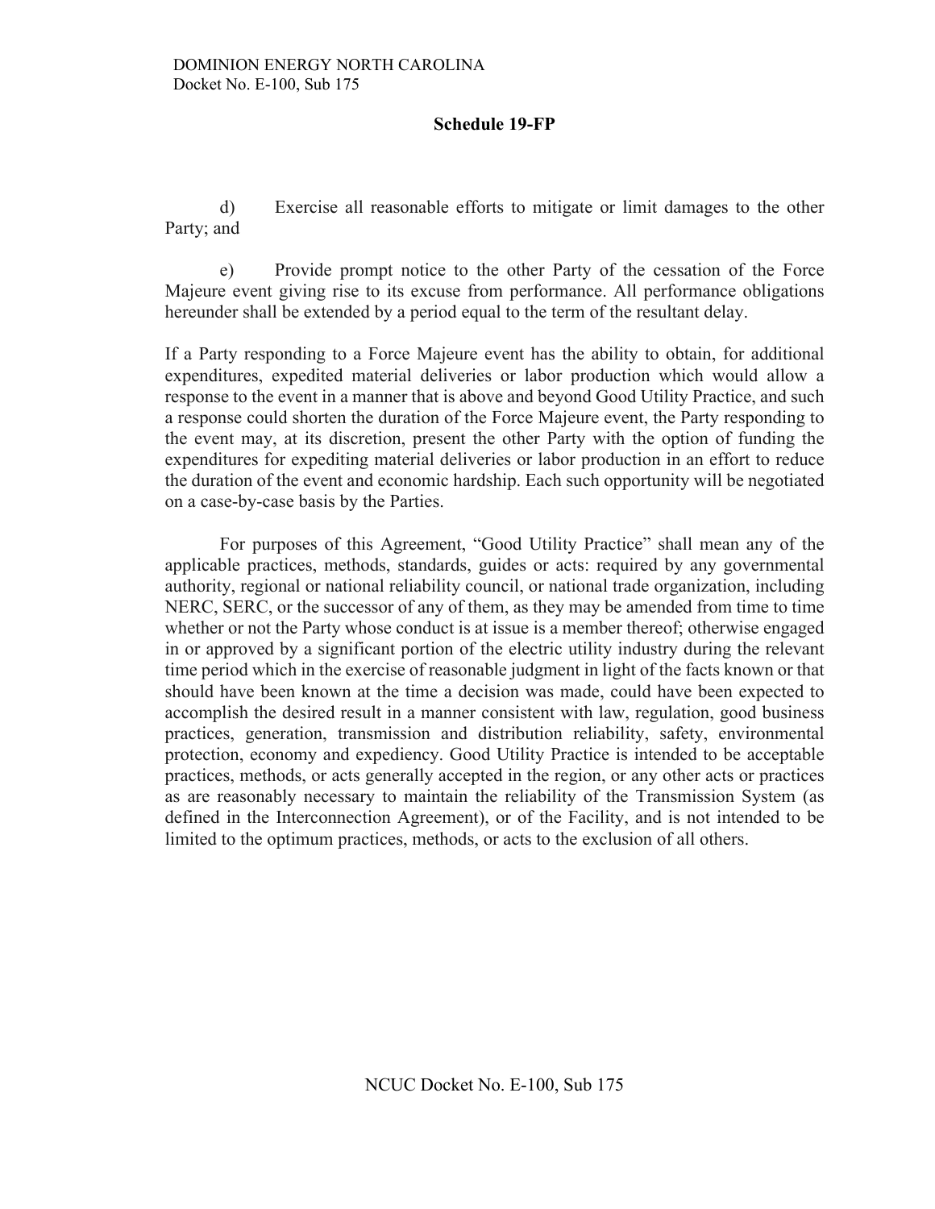d) Exercise all reasonable efforts to mitigate or limit damages to the other Party; and

e) Provide prompt notice to the other Party of the cessation of the Force Majeure event giving rise to its excuse from performance. All performance obligations hereunder shall be extended by a period equal to the term of the resultant delay.

If a Party responding to a Force Majeure event has the ability to obtain, for additional expenditures, expedited material deliveries or labor production which would allow a response to the event in a manner that is above and beyond Good Utility Practice, and such a response could shorten the duration of the Force Majeure event, the Party responding to the event may, at its discretion, present the other Party with the option of funding the expenditures for expediting material deliveries or labor production in an effort to reduce the duration of the event and economic hardship. Each such opportunity will be negotiated on a case-by-case basis by the Parties.

For purposes of this Agreement, "Good Utility Practice" shall mean any of the applicable practices, methods, standards, guides or acts: required by any governmental authority, regional or national reliability council, or national trade organization, including NERC, SERC, or the successor of any of them, as they may be amended from time to time whether or not the Party whose conduct is at issue is a member thereof; otherwise engaged in or approved by a significant portion of the electric utility industry during the relevant time period which in the exercise of reasonable judgment in light of the facts known or that should have been known at the time a decision was made, could have been expected to accomplish the desired result in a manner consistent with law, regulation, good business practices, generation, transmission and distribution reliability, safety, environmental protection, economy and expediency. Good Utility Practice is intended to be acceptable practices, methods, or acts generally accepted in the region, or any other acts or practices as are reasonably necessary to maintain the reliability of the Transmission System (as defined in the Interconnection Agreement), or of the Facility, and is not intended to be limited to the optimum practices, methods, or acts to the exclusion of all others.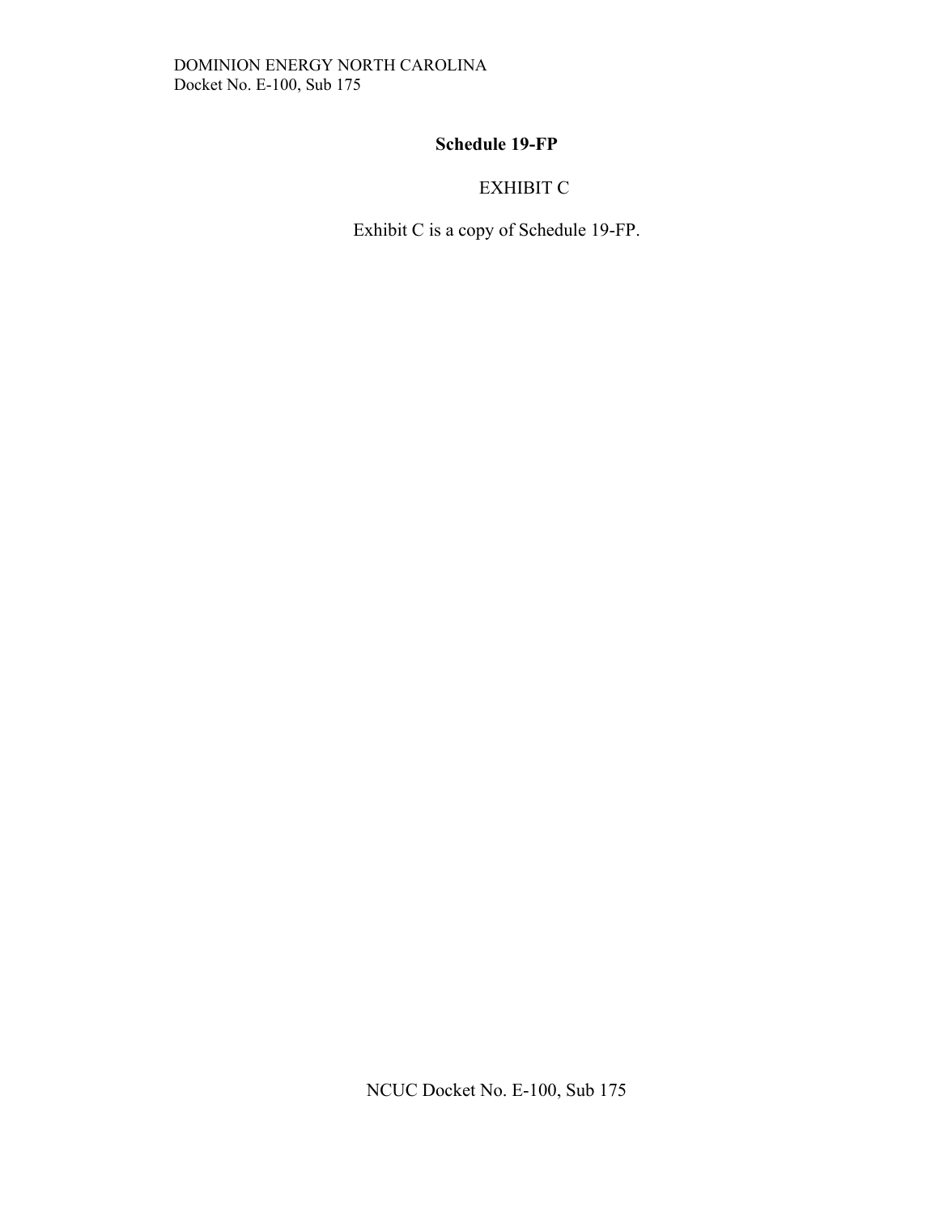## Schedule 19-FP

EXHIBIT C

Exhibit C is a copy of Schedule 19-FP.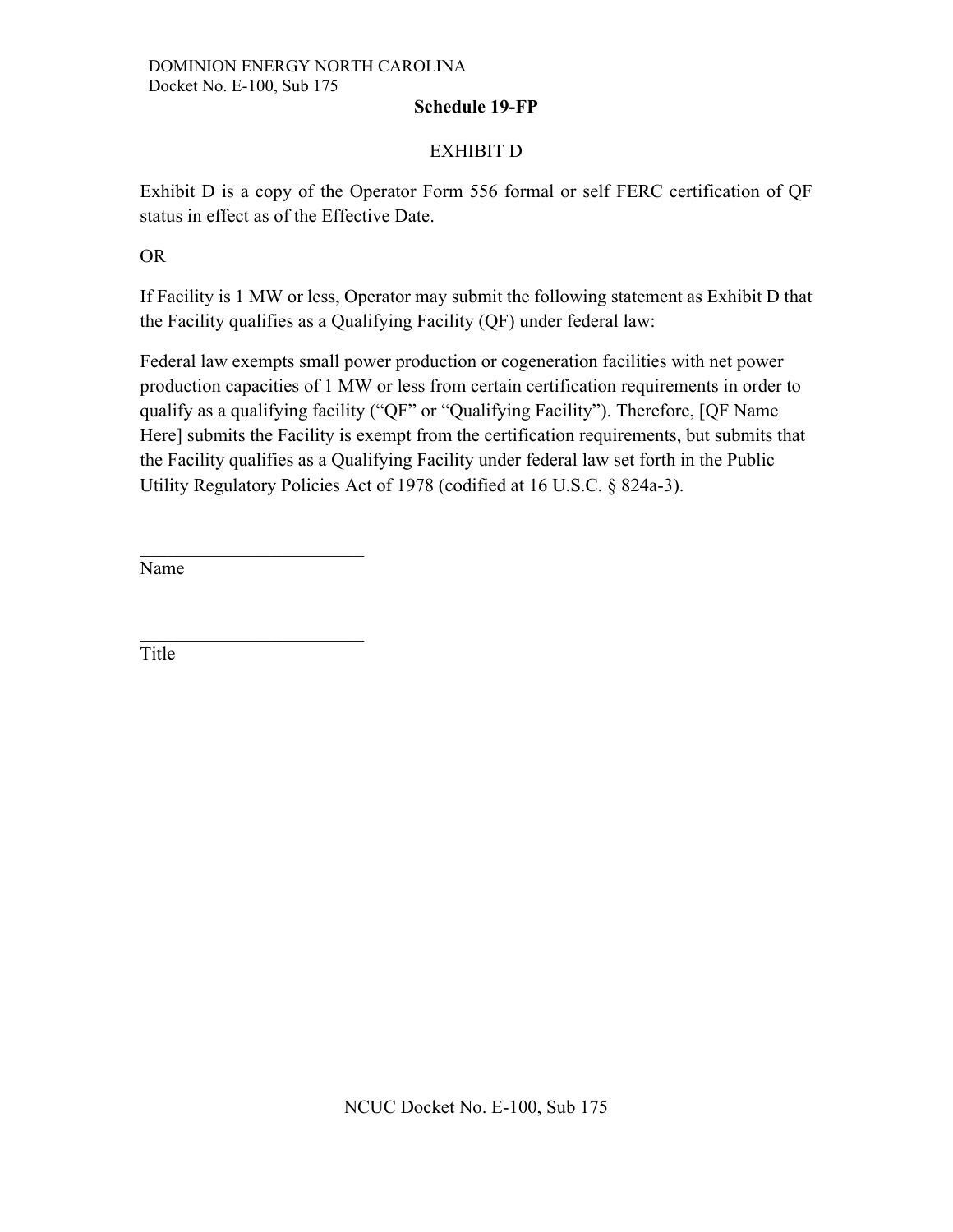**Schedule 19-FP**

EXHIBIT D

Exhibit D is a copy of the Operator Form 556 formal or self FERC certification of QF status in effect as of the Effective Date.

OR

If Facility is 1 MW or less, Operator may submit the following statement as Exhibit D that the Facility qualifies as a Qualifying Facility (QF) under federal law:

Federal law exempts small power production or cogeneration facilities with net power production capacities of 1 MW or less from certain certification requirements in order to qualify as a qualifying facility ("QF" or "Qualifying Facility"). Therefore, [QF Name Here] submits the Facility is exempt from the certification requirements, but submits that the Facility qualifies as a Qualifying Facility under federal law set forth in the Public Utility Regulatory Policies Act of 1978 (codified at 16 U.S.C. § 824a-3).

\_\_\_\_\_\_\_\_\_\_\_\_\_\_\_\_\_\_\_\_\_\_\_\_\_\_
Name

\_\_\_\_\_\_\_\_\_\_\_\_\_\_\_\_\_\_\_\_\_\_\_\_\_\_
Title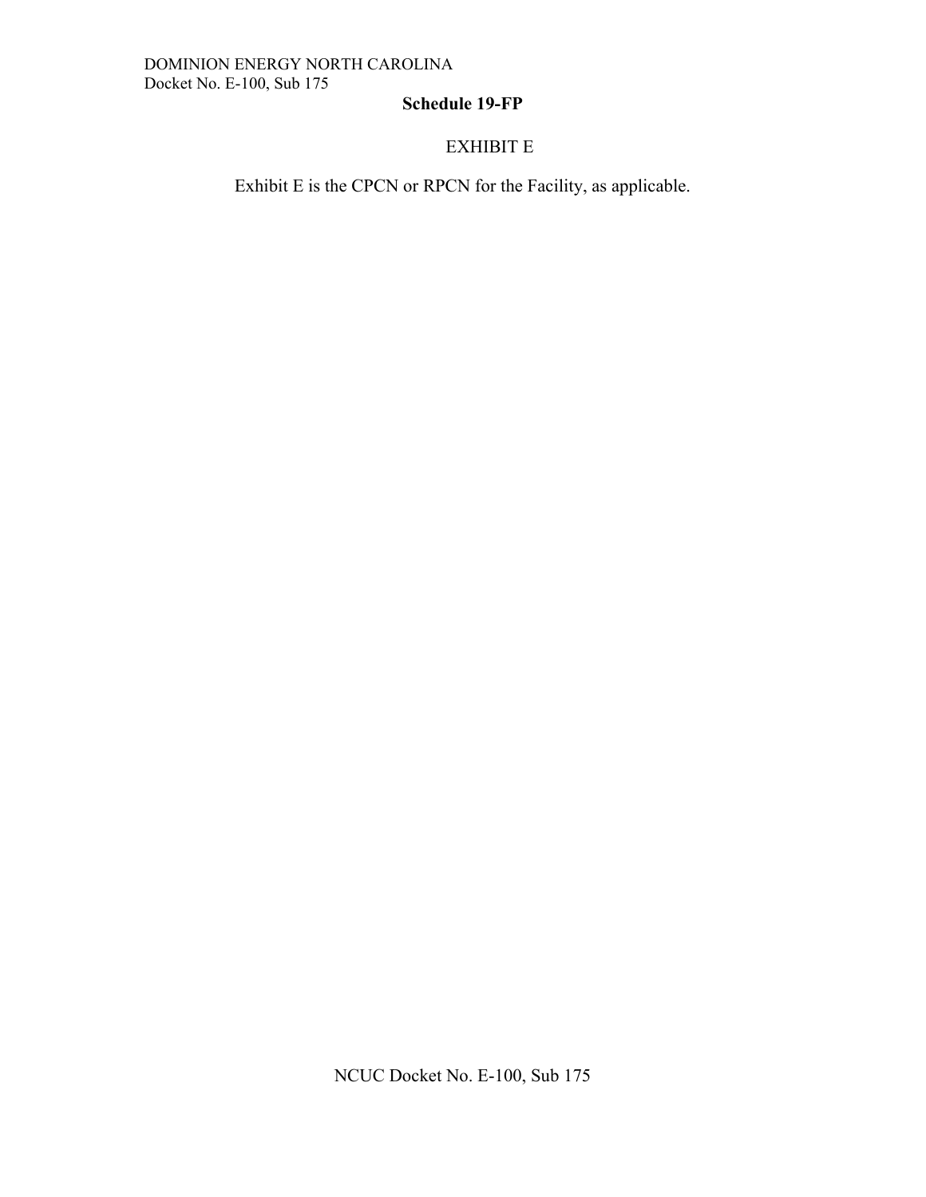**Schedule 19-FP**

EXHIBIT E

Exhibit E is the CPCN or RPCN for the Facility, as applicable.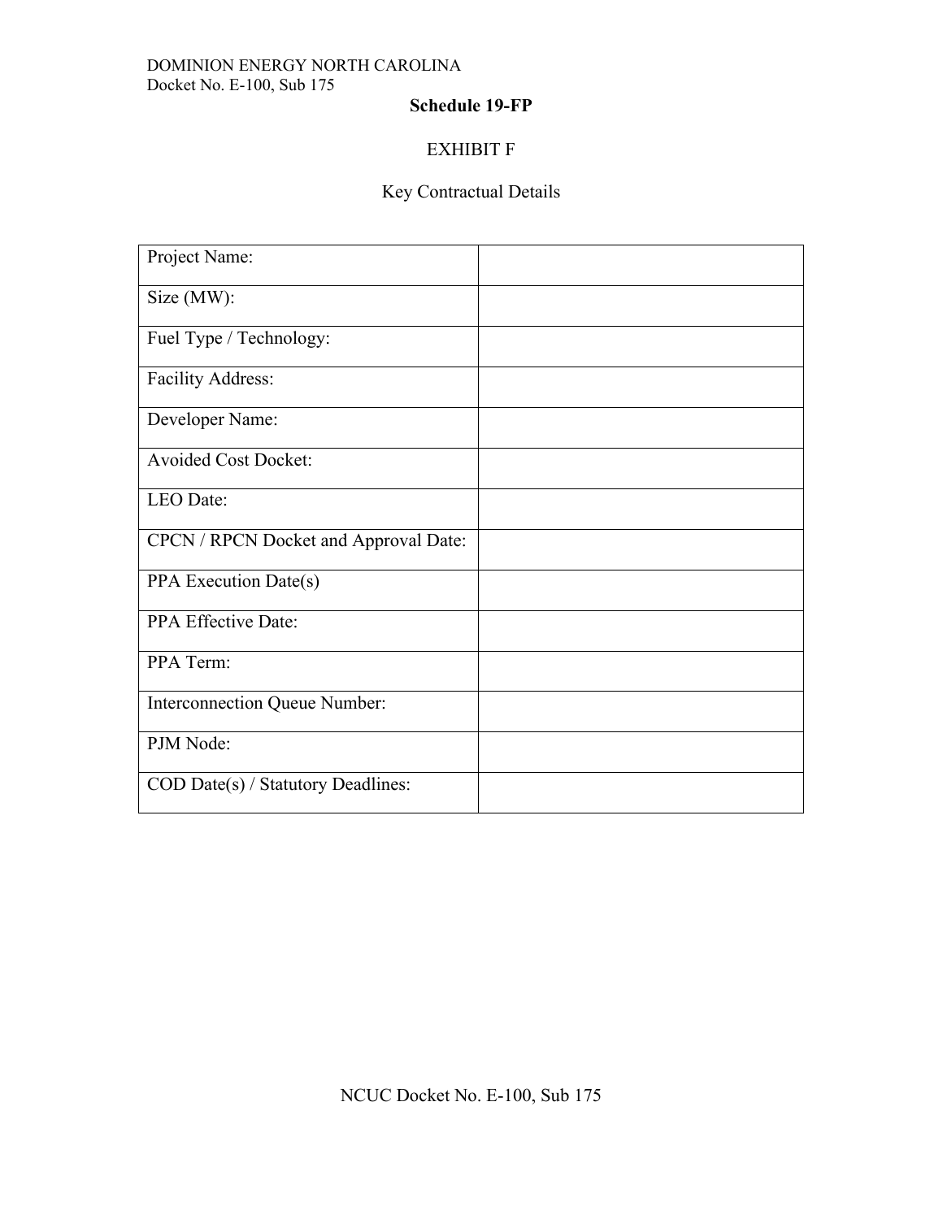DOMINION ENERGY NORTH CAROLINA
Docket No. E-100, Sub 175

**Schedule 19-FP**

EXHIBIT F

Key Contractual Details

| Project Name: | |
|---|---|
| Size (MW): | |
| Fuel Type / Technology: | |
| Facility Address: | |
| Developer Name: | |
| Avoided Cost Docket: | |
| LEO Date: | |
| CPCN / RPCN Docket and Approval Date: | |
| PPA Execution Date(s) | |
| PPA Effective Date: | |
| PPA Term: | |
| Interconnection Queue Number: | |
| PJM Node: | |
| COD Date(s) / Statutory Deadlines: | |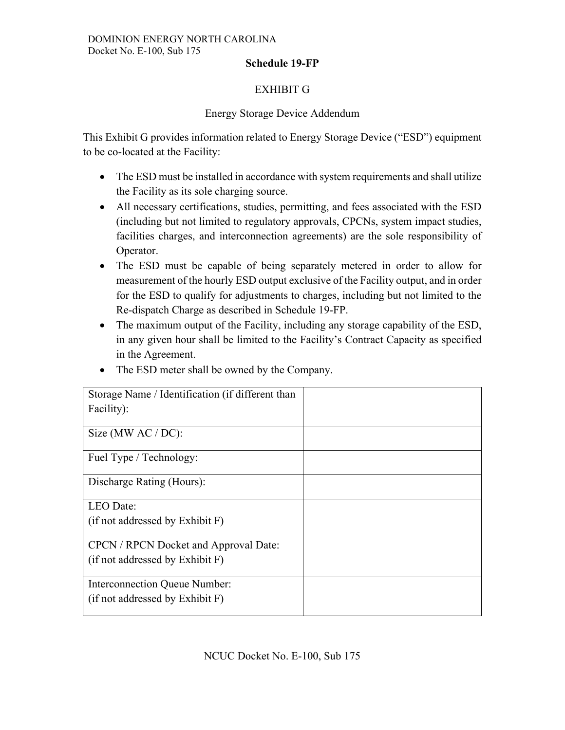**Schedule 19-FP**

EXHIBIT G

Energy Storage Device Addendum

This Exhibit G provides information related to Energy Storage Device ("ESD") equipment to be co-located at the Facility:

- The ESD must be installed in accordance with system requirements and shall utilize the Facility as its sole charging source.
- All necessary certifications, studies, permitting, and fees associated with the ESD (including but not limited to regulatory approvals, CPCNs, system impact studies, facilities charges, and interconnection agreements) are the sole responsibility of Operator.
- The ESD must be capable of being separately metered in order to allow for measurement of the hourly ESD output exclusive of the Facility output, and in order for the ESD to qualify for adjustments to charges, including but not limited to the Re-dispatch Charge as described in Schedule 19-FP.
- The maximum output of the Facility, including any storage capability of the ESD, in any given hour shall be limited to the Facility's Contract Capacity as specified in the Agreement.
- The ESD meter shall be owned by the Company.

| | |
|---|---|
| Storage Name / Identification (if different than Facility): | |
| Size (MW AC / DC): | |
| Fuel Type / Technology: | |
| Discharge Rating (Hours): | |
| LEO Date:<br>(if not addressed by Exhibit F) | |
| CPCN / RPCN Docket and Approval Date:<br>(if not addressed by Exhibit F) | |
| Interconnection Queue Number:<br>(if not addressed by Exhibit F) | |